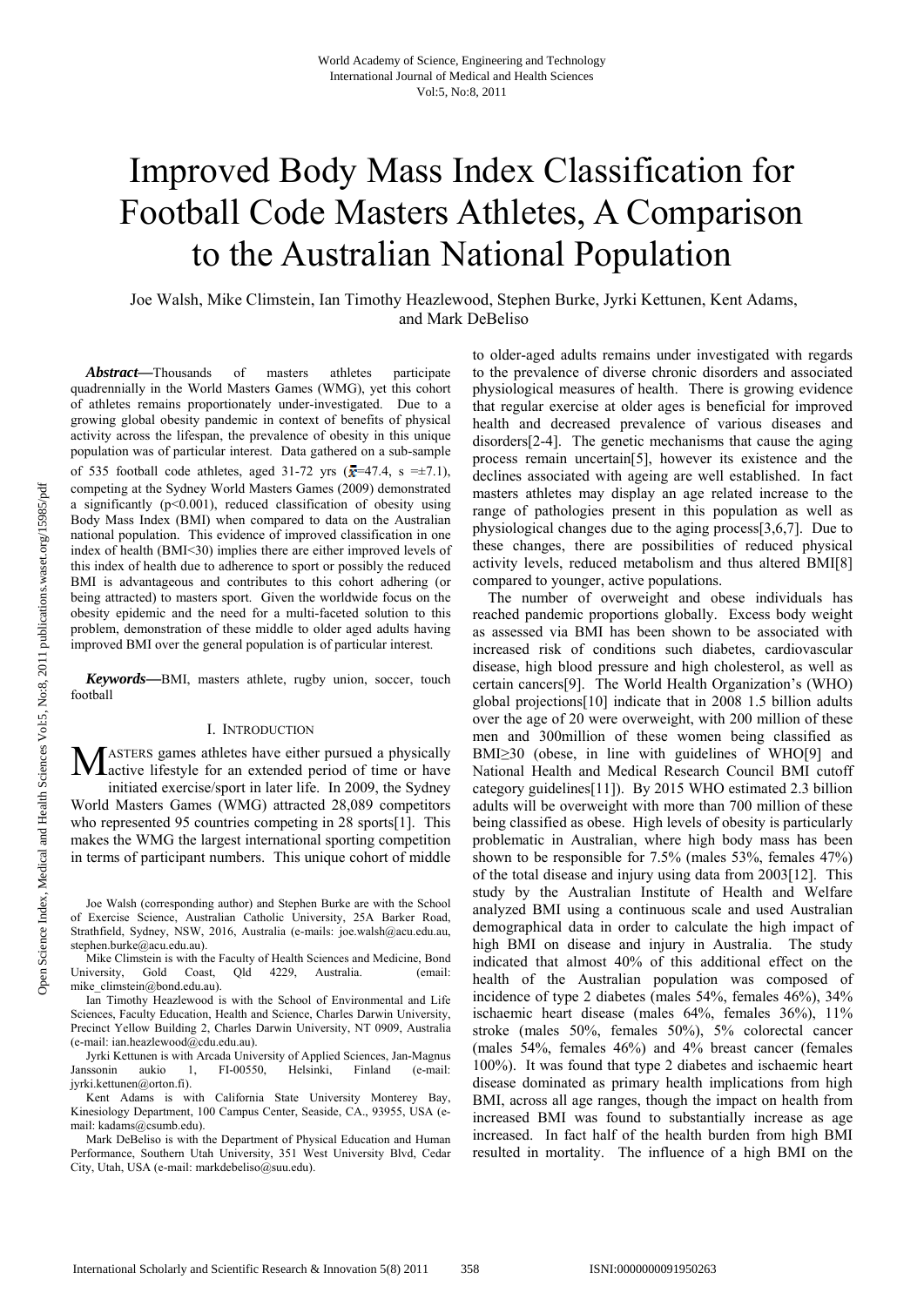# Improved Body Mass Index Classification for Football Code Masters Athletes, A Comparison to the Australian National Population

Joe Walsh, Mike Climstein, Ian Timothy Heazlewood, Stephen Burke, Jyrki Kettunen, Kent Adams, and Mark DeBeliso

***Abstract*—**Thousands of masters athletes participate quadrennially in the World Masters Games (WMG), yet this cohort of athletes remains proportionately under-investigated. Due to a growing global obesity pandemic in context of benefits of physical activity across the lifespan, the prevalence of obesity in this unique population was of particular interest. Data gathered on a sub-sample of 535 football code athletes, aged 31-72 yrs ($\bar{x}$=47.4, s =±7.1), competing at the Sydney World Masters Games (2009) demonstrated a significantly ($p<0.001$), reduced classification of obesity using Body Mass Index (BMI) when compared to data on the Australian national population. This evidence of improved classification in one index of health (BMI<30) implies there are either improved levels of this index of health due to adherence to sport or possibly the reduced BMI is advantageous and contributes to this cohort adhering (or being attracted) to masters sport. Given the worldwide focus on the obesity epidemic and the need for a multi-faceted solution to this problem, demonstration of these middle to older aged adults having improved BMI over the general population is of particular interest.

***Keywords*—**BMI, masters athlete, rugby union, soccer, touch football

## I. Introduction

MASTERS games athletes have either pursued a physically active lifestyle for an extended period of time or have initiated exercise/sport in later life. In 2009, the Sydney World Masters Games (WMG) attracted 28,089 competitors who represented 95 countries competing in 28 sports[1]. This makes the WMG the largest international sporting competition in terms of participant numbers. This unique cohort of middle to older-aged adults remains under investigated with regards to the prevalence of diverse chronic disorders and associated physiological measures of health. There is growing evidence that regular exercise at older ages is beneficial for improved health and decreased prevalence of various diseases and disorders[2-4]. The genetic mechanisms that cause the aging process remain uncertain[5], however its existence and the declines associated with ageing are well established. In fact masters athletes may display an age related increase to the range of pathologies present in this population as well as physiological changes due to the aging process[3,6,7]. Due to these changes, there are possibilities of reduced physical activity levels, reduced metabolism and thus altered BMI[8] compared to younger, active populations.

The number of overweight and obese individuals has reached pandemic proportions globally. Excess body weight as assessed via BMI has been shown to be associated with increased risk of conditions such diabetes, cardiovascular disease, high blood pressure and high cholesterol, as well as certain cancers[9]. The World Health Organization's (WHO) global projections[10] indicate that in 2008 1.5 billion adults over the age of 20 were overweight, with 200 million of these men and 300million of these women being classified as BMI≥30 (obese, in line with guidelines of WHO[9] and National Health and Medical Research Council BMI cutoff category guidelines[11]). By 2015 WHO estimated 2.3 billion adults will be overweight with more than 700 million of these being classified as obese. High levels of obesity is particularly problematic in Australian, where high body mass has been shown to be responsible for 7.5% (males 53%, females 47%) of the total disease and injury using data from 2003[12]. This study by the Australian Institute of Health and Welfare analyzed BMI using a continuous scale and used Australian demographical data in order to calculate the high impact of high BMI on disease and injury in Australia. The study indicated that almost 40% of this additional effect on the health of the Australian population was composed of incidence of type 2 diabetes (males 54%, females 46%), 34% ischaemic heart disease (males 64%, females 36%), 11% stroke (males 50%, females 50%), 5% colorectal cancer (males 54%, females 46%) and 4% breast cancer (females 100%). It was found that type 2 diabetes and ischaemic heart disease dominated as primary health implications from high BMI, across all age ranges, though the impact on health from increased BMI was found to substantially increase as age increased. In fact half of the health burden from high BMI resulted in mortality. The influence of a high BMI on the

Joe Walsh (corresponding author) and Stephen Burke are with the School of Exercise Science, Australian Catholic University, 25A Barker Road, Strathfield, Sydney, NSW, 2016, Australia (e-mails: joe.walsh@acu.edu.au, stephen.burke@acu.edu.au).

Mike Climstein is with the Faculty of Health Sciences and Medicine, Bond University, Gold Coast, Qld 4229, Australia. (email: mike_climstein@bond.edu.au).

Ian Timothy Heazlewood is with the School of Environmental and Life Sciences, Faculty Education, Health and Science, Charles Darwin University, Precinct Yellow Building 2, Charles Darwin University, NT 0909, Australia (e-mail: ian.heazlewood@cdu.edu.au).

Jyrki Kettunen is with Arcada University of Applied Sciences, Jan-Magnus Janssonin aukio 1, FI-00550, Helsinki, Finland (e-mail: jyrki.kettunen@orton.fi).

Kent Adams is with California State University Monterey Bay, Kinesiology Department, 100 Campus Center, Seaside, CA., 93955, USA (e-mail: kadams@csumb.edu).

Mark DeBeliso is with the Department of Physical Education and Human Performance, Southern Utah University, 351 West University Blvd, Cedar City, Utah, USA (e-mail: markdebeliso@suu.edu).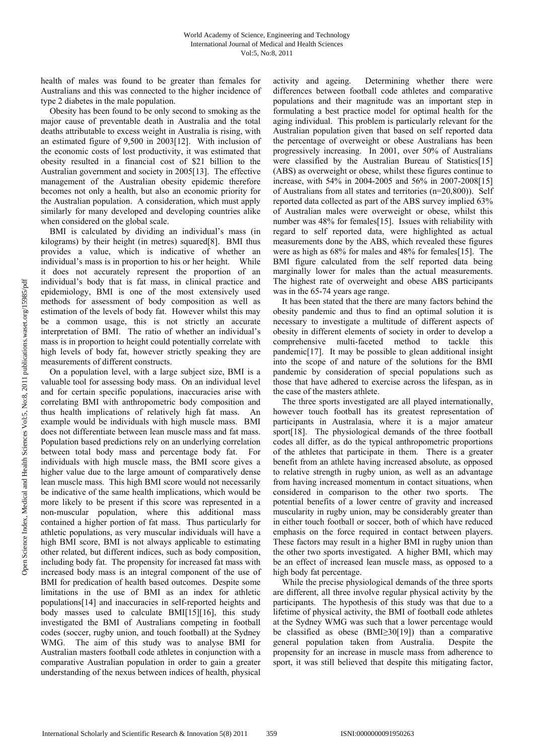health of males was found to be greater than females for Australians and this was connected to the higher incidence of type 2 diabetes in the male population.

Obesity has been found to be only second to smoking as the major cause of preventable death in Australia and the total deaths attributable to excess weight in Australia is rising, with an estimated figure of 9,500 in 2003[12]. With inclusion of the economic costs of lost productivity, it was estimated that obesity resulted in a financial cost of $21 billion to the Australian government and society in 2005[13]. The effective management of the Australian obesity epidemic therefore becomes not only a health, but also an economic priority for the Australian population. A consideration, which must apply similarly for many developed and developing countries alike when considered on the global scale.

BMI is calculated by dividing an individual's mass (in kilograms) by their height (in metres) squared[8]. BMI thus provides a value, which is indicative of whether an individual's mass is in proportion to his or her height. While it does not accurately represent the proportion of an individual's body that is fat mass, in clinical practice and epidemiology, BMI is one of the most extensively used methods for assessment of body composition as well as estimation of the levels of body fat. However whilst this may be a common usage, this is not strictly an accurate interpretation of BMI. The ratio of whether an individual's mass is in proportion to height could potentially correlate with high levels of body fat, however strictly speaking they are measurements of different constructs.

On a population level, with a large subject size, BMI is a valuable tool for assessing body mass. On an individual level and for certain specific populations, inaccuracies arise with correlating BMI with anthropometric body composition and thus health implications of relatively high fat mass. An example would be individuals with high muscle mass. BMI does not differentiate between lean muscle mass and fat mass. Population based predictions rely on an underlying correlation between total body mass and percentage body fat. For individuals with high muscle mass, the BMI score gives a higher value due to the large amount of comparatively dense lean muscle mass. This high BMI score would not necessarily be indicative of the same health implications, which would be more likely to be present if this score was represented in a non-muscular population, where this additional mass contained a higher portion of fat mass. Thus particularly for athletic populations, as very muscular individuals will have a high BMI score, BMI is not always applicable to estimating other related, but different indices, such as body composition, including body fat. The propensity for increased fat mass with increased body mass is an integral component of the use of BMI for predication of health based outcomes. Despite some limitations in the use of BMI as an index for athletic populations[14] and inaccuracies in self-reported heights and body masses used to calculate BMI[15][16], this study investigated the BMI of Australians competing in football codes (soccer, rugby union, and touch football) at the Sydney WMG. The aim of this study was to analyse BMI for Australian masters football code athletes in conjunction with a comparative Australian population in order to gain a greater understanding of the nexus between indices of health, physical activity and ageing. Determining whether there were differences between football code athletes and comparative populations and their magnitude was an important step in formulating a best practice model for optimal health for the aging individual. This problem is particularly relevant for the Australian population given that based on self reported data the percentage of overweight or obese Australians has been progressively increasing. In 2001, over 50% of Australians were classified by the Australian Bureau of Statistics[15] (ABS) as overweight or obese, whilst these figures continue to increase, with 54% in 2004-2005 and 56% in 2007-2008[15] of Australians from all states and territories (n=20,800)). Self reported data collected as part of the ABS survey implied 63% of Australian males were overweight or obese, whilst this number was 48% for females[15]. Issues with reliability with regard to self reported data, were highlighted as actual measurements done by the ABS, which revealed these figures were as high as 68% for males and 48% for females[15]. The BMI figure calculated from the self reported data being marginally lower for males than the actual measurements. The highest rate of overweight and obese ABS participants was in the 65-74 years age range.

It has been stated that the there are many factors behind the obesity pandemic and thus to find an optimal solution it is necessary to investigate a multitude of different aspects of obesity in different elements of society in order to develop a comprehensive multi-faceted method to tackle this pandemic[17]. It may be possible to glean additional insight into the scope of and nature of the solutions for the BMI pandemic by consideration of special populations such as those that have adhered to exercise across the lifespan, as in the case of the masters athlete.

The three sports investigated are all played internationally, however touch football has its greatest representation of participants in Australasia, where it is a major amateur sport[18]. The physiological demands of the three football codes all differ, as do the typical anthropometric proportions of the athletes that participate in them. There is a greater benefit from an athlete having increased absolute, as opposed to relative strength in rugby union, as well as an advantage from having increased momentum in contact situations, when considered in comparison to the other two sports. The potential benefits of a lower centre of gravity and increased muscularity in rugby union, may be considerably greater than in either touch football or soccer, both of which have reduced emphasis on the force required in contact between players. These factors may result in a higher BMI in rugby union than the other two sports investigated. A higher BMI, which may be an effect of increased lean muscle mass, as opposed to a high body fat percentage.

While the precise physiological demands of the three sports are different, all three involve regular physical activity by the participants. The hypothesis of this study was that due to a lifetime of physical activity, the BMI of football code athletes at the Sydney WMG was such that a lower percentage would be classified as obese (BMI≥30[19]) than a comparative general population taken from Australia. Despite the propensity for an increase in muscle mass from adherence to sport, it was still believed that despite this mitigating factor,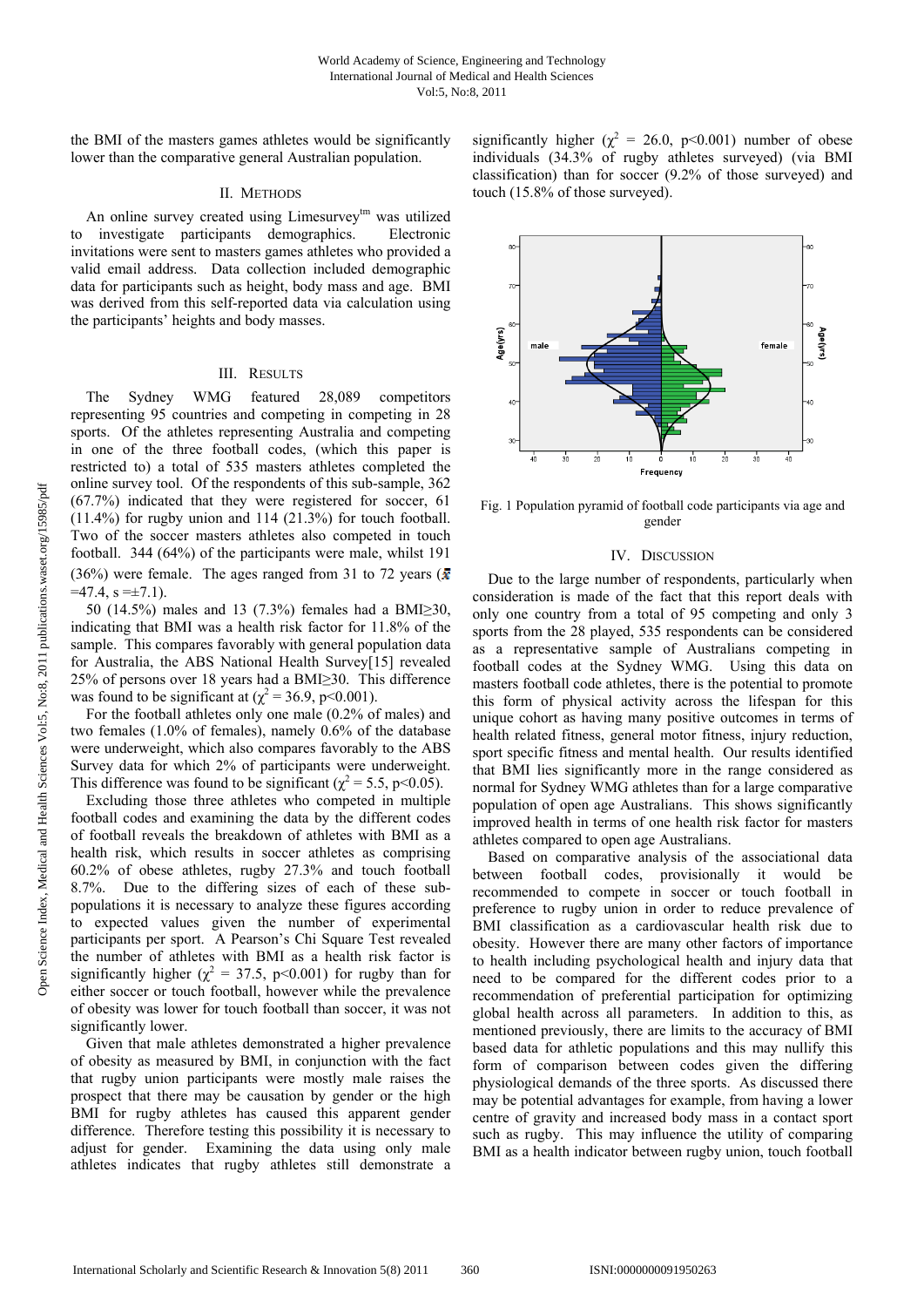the BMI of the masters games athletes would be significantly lower than the comparative general Australian population.

## II. Methods

An online survey created using Limesurvey[tm] was utilized to investigate participants demographics. Electronic invitations were sent to masters games athletes who provided a valid email address. Data collection included demographic data for participants such as height, body mass and age. BMI was derived from this self-reported data via calculation using the participants' heights and body masses.

## III. Results

The Sydney WMG featured 28,089 competitors representing 95 countries and competing in competing in 28 sports. Of the athletes representing Australia and competing in one of the three football codes, (which this paper is restricted to) a total of 535 masters athletes completed the online survey tool. Of the respondents of this sub-sample, 362 (67.7%) indicated that they were registered for soccer, 61 (11.4%) for rugby union and 114 (21.3%) for touch football. Two of the soccer masters athletes also competed in touch football. 344 (64%) of the participants were male, whilst 191 (36%) were female. The ages ranged from 31 to 72 years ($\bar{x}$ =47.4, s =±7.1).

50 (14.5%) males and 13 (7.3%) females had a BMI≥30, indicating that BMI was a health risk factor for 11.8% of the sample. This compares favorably with general population data for Australia, the ABS National Health Survey[15] revealed 25% of persons over 18 years had a BMI≥30. This difference was found to be significant at ($\chi^2 = 36.9$, $p<0.001$).

For the football athletes only one male (0.2% of males) and two females (1.0% of females), namely 0.6% of the database were underweight, which also compares favorably to the ABS Survey data for which 2% of participants were underweight. This difference was found to be significant ($\chi^2 = 5.5$, $p<0.05$).

Excluding those three athletes who competed in multiple football codes and examining the data by the different codes of football reveals the breakdown of athletes with BMI as a health risk, which results in soccer athletes as comprising 60.2% of obese athletes, rugby 27.3% and touch football 8.7%. Due to the differing sizes of each of these sub-populations it is necessary to analyze these figures according to expected values given the number of experimental participants per sport. A Pearson's Chi Square Test revealed the number of athletes with BMI as a health risk factor is significantly higher ($\chi^2 = 37.5$, $p<0.001$) for rugby than for either soccer or touch football, however while the prevalence of obesity was lower for touch football than soccer, it was not significantly lower.

Given that male athletes demonstrated a higher prevalence of obesity as measured by BMI, in conjunction with the fact that rugby union participants were mostly male raises the prospect that there may be causation by gender or the high BMI for rugby athletes has caused this apparent gender difference. Therefore testing this possibility it is necessary to adjust for gender. Examining the data using only male athletes indicates that rugby athletes still demonstrate a significantly higher ($\chi^2 = 26.0$, $p<0.001$) number of obese individuals (34.3% of rugby athletes surveyed) (via BMI classification) than for soccer (9.2% of those surveyed) and touch (15.8% of those surveyed).

Fig. 1 Population pyramid of football code participants via age and gender

## IV. Discussion

Due to the large number of respondents, particularly when consideration is made of the fact that this report deals with only one country from a total of 95 competing and only 3 sports from the 28 played, 535 respondents can be considered as a representative sample of Australians competing in football codes at the Sydney WMG. Using this data on masters football code athletes, there is the potential to promote this form of physical activity across the lifespan for this unique cohort as having many positive outcomes in terms of health related fitness, general motor fitness, injury reduction, sport specific fitness and mental health. Our results identified that BMI lies significantly more in the range considered as normal for Sydney WMG athletes than for a large comparative population of open age Australians. This shows significantly improved health in terms of one health risk factor for masters athletes compared to open age Australians.

Based on comparative analysis of the associational data between football codes, provisionally it would be recommended to compete in soccer or touch football in preference to rugby union in order to reduce prevalence of BMI classification as a cardiovascular health risk due to obesity. However there are many other factors of importance to health including psychological health and injury data that need to be compared for the different codes prior to a recommendation of preferential participation for optimizing global health across all parameters. In addition to this, as mentioned previously, there are limits to the accuracy of BMI based data for athletic populations and this may nullify this form of comparison between codes given the differing physiological demands of the three sports. As discussed there may be potential advantages for example, from having a lower centre of gravity and increased body mass in a contact sport such as rugby. This may influence the utility of comparing BMI as a health indicator between rugby union, touch football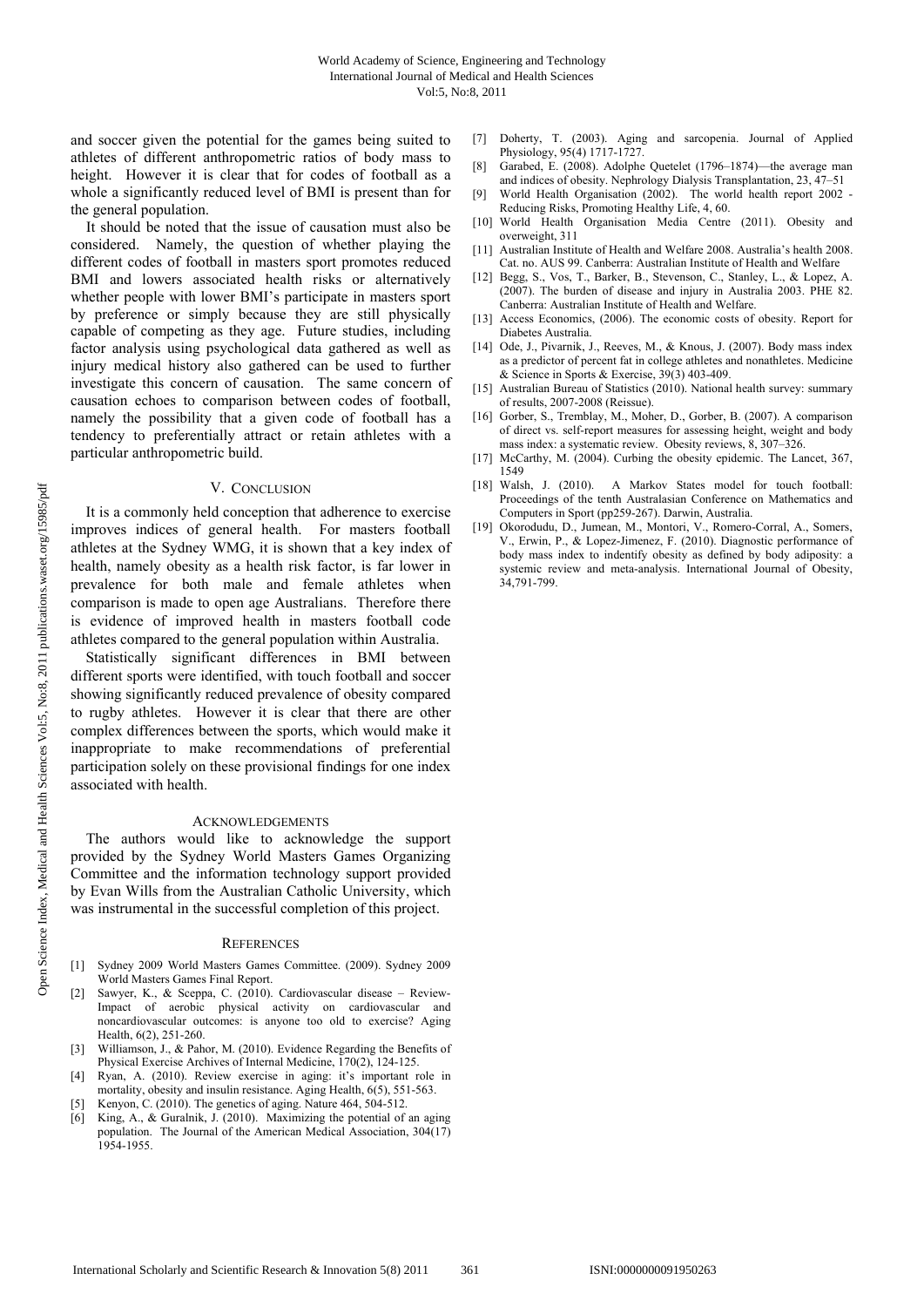and soccer given the potential for the games being suited to athletes of different anthropometric ratios of body mass to height. However it is clear that for codes of football as a whole a significantly reduced level of BMI is present than for the general population.

It should be noted that the issue of causation must also be considered. Namely, the question of whether playing the different codes of football in masters sport promotes reduced BMI and lowers associated health risks or alternatively whether people with lower BMI's participate in masters sport by preference or simply because they are still physically capable of competing as they age. Future studies, including factor analysis using psychological data gathered as well as injury medical history also gathered can be used to further investigate this concern of causation. The same concern of causation echoes to comparison between codes of football, namely the possibility that a given code of football has a tendency to preferentially attract or retain athletes with a particular anthropometric build.

## V. Conclusion

It is a commonly held conception that adherence to exercise improves indices of general health. For masters football athletes at the Sydney WMG, it is shown that a key index of health, namely obesity as a health risk factor, is far lower in prevalence for both male and female athletes when comparison is made to open age Australians. Therefore there is evidence of improved health in masters football code athletes compared to the general population within Australia.

Statistically significant differences in BMI between different sports were identified, with touch football and soccer showing significantly reduced prevalence of obesity compared to rugby athletes. However it is clear that there are other complex differences between the sports, which would make it inappropriate to make recommendations of preferential participation solely on these provisional findings for one index associated with health.

## Acknowledgements

The authors would like to acknowledge the support provided by the Sydney World Masters Games Organizing Committee and the information technology support provided by Evan Wills from the Australian Catholic University, which was instrumental in the successful completion of this project.

## References

[1] Sydney 2009 World Masters Games Committee. (2009). Sydney 2009 World Masters Games Final Report.

[2] Sawyer, K., & Sceppa, C. (2010). Cardiovascular disease – Review- Impact of aerobic physical activity on cardiovascular and noncardiovascular outcomes: is anyone too old to exercise? Aging Health, 6(2), 251-260.

[3] Williamson, J., & Pahor, M. (2010). Evidence Regarding the Benefits of Physical Exercise Archives of Internal Medicine, 170(2), 124-125.

[4] Ryan, A. (2010). Review exercise in aging: it's important role in mortality, obesity and insulin resistance. Aging Health, 6(5), 551-563.

[5] Kenyon, C. (2010). The genetics of aging. Nature 464, 504-512.

[6] King, A., & Guralnik, J. (2010). Maximizing the potential of an aging population. The Journal of the American Medical Association, 304(17) 1954-1955.

[7] Doherty, T. (2003). Aging and sarcopenia. Journal of Applied Physiology, 95(4) 1717-1727.

[8] Garabed, E. (2008). Adolphe Quetelet (1796–1874)—the average man and indices of obesity. Nephrology Dialysis Transplantation, 23, 47–51

[9] World Health Organisation (2002). The world health report 2002 - Reducing Risks, Promoting Healthy Life, 4, 60.

[10] World Health Organisation Media Centre (2011). Obesity and overweight, 311

[11] Australian Institute of Health and Welfare 2008. Australia's health 2008. Cat. no. AUS 99. Canberra: Australian Institute of Health and Welfare

[12] Begg, S., Vos, T., Barker, B., Stevenson, C., Stanley, L., & Lopez, A. (2007). The burden of disease and injury in Australia 2003. PHE 82. Canberra: Australian Institute of Health and Welfare.

[13] Access Economics, (2006). The economic costs of obesity. Report for Diabetes Australia.

[14] Ode, J., Pivarnik, J., Reeves, M., & Knous, J. (2007). Body mass index as a predictor of percent fat in college athletes and nonathletes. Medicine & Science in Sports & Exercise, 39(3) 403-409.

[15] Australian Bureau of Statistics (2010). National health survey: summary of results, 2007-2008 (Reissue).

[16] Gorber, S., Tremblay, M., Moher, D., Gorber, B. (2007). A comparison of direct vs. self-report measures for assessing height, weight and body mass index: a systematic review. Obesity reviews, 8, 307–326.

[17] McCarthy, M. (2004). Curbing the obesity epidemic. The Lancet, 367, 1549

[18] Walsh, J. (2010). A Markov States model for touch football: Proceedings of the tenth Australasian Conference on Mathematics and Computers in Sport (pp259-267). Darwin, Australia.

[19] Okorodudu, D., Jumean, M., Montori, V., Romero-Corral, A., Somers, V., Erwin, P., & Lopez-Jimenez, F. (2010). Diagnostic performance of body mass index to indentify obesity as defined by body adiposity: a systemic review and meta-analysis. International Journal of Obesity, 34,791-799.